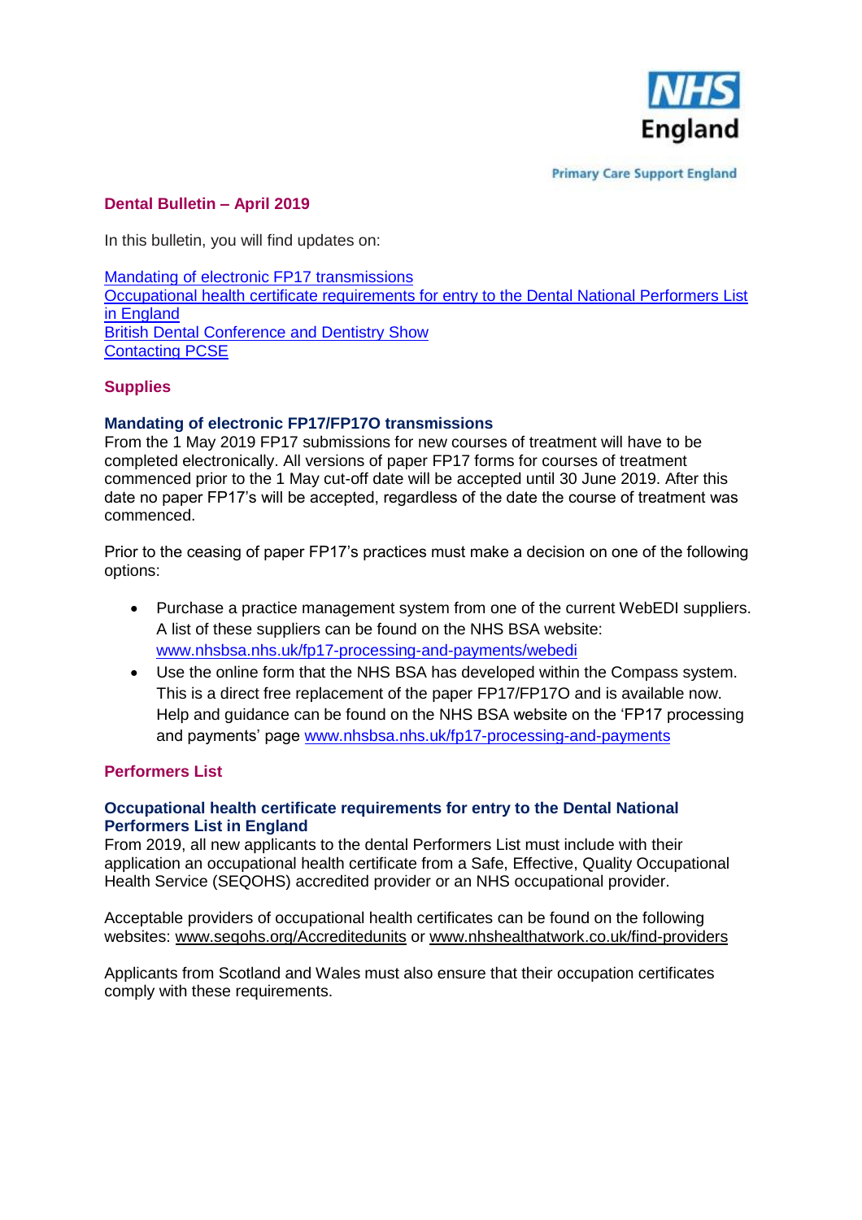NHS England

Primary Care Support England

## Dental Bulletin – April 2019

In this bulletin, you will find updates on:

[Mandating of electronic FP17 transmissions](#)
[Occupational health certificate requirements for entry to the Dental National Performers List in England](#)
[British Dental Conference and Dentistry Show](#)
[Contacting PCSE](#)

## Supplies

### Mandating of electronic FP17/FP17O transmissions

From the 1 May 2019 FP17 submissions for new courses of treatment will have to be completed electronically. All versions of paper FP17 forms for courses of treatment commenced prior to the 1 May cut-off date will be accepted until 30 June 2019. After this date no paper FP17's will be accepted, regardless of the date the course of treatment was commenced.

Prior to the ceasing of paper FP17's practices must make a decision on one of the following options:

- Purchase a practice management system from one of the current WebEDI suppliers. A list of these suppliers can be found on the NHS BSA website: www.nhsbsa.nhs.uk/fp17-processing-and-payments/webedi
- Use the online form that the NHS BSA has developed within the Compass system. This is a direct free replacement of the paper FP17/FP17O and is available now. Help and guidance can be found on the NHS BSA website on the 'FP17 processing and payments' page www.nhsbsa.nhs.uk/fp17-processing-and-payments

## Performers List

### Occupational health certificate requirements for entry to the Dental National Performers List in England

From 2019, all new applicants to the dental Performers List must include with their application an occupational health certificate from a Safe, Effective, Quality Occupational Health Service (SEQOHS) accredited provider or an NHS occupational provider.

Acceptable providers of occupational health certificates can be found on the following websites: www.seqohs.org/Accreditedunits or www.nhshealthatwork.co.uk/find-providers

Applicants from Scotland and Wales must also ensure that their occupation certificates comply with these requirements.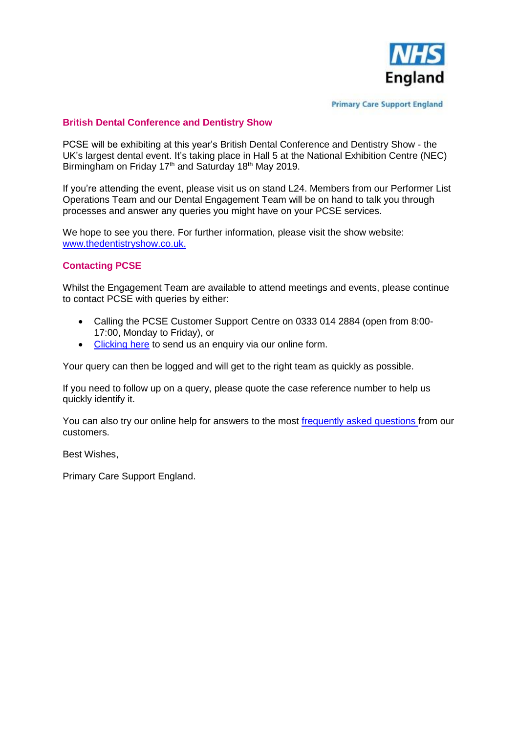NHS England

Primary Care Support England

## British Dental Conference and Dentistry Show

PCSE will be exhibiting at this year's British Dental Conference and Dentistry Show - the UK's largest dental event. It's taking place in Hall 5 at the National Exhibition Centre (NEC) Birmingham on Friday 17th and Saturday 18th May 2019.

If you're attending the event, please visit us on stand L24. Members from our Performer List Operations Team and our Dental Engagement Team will be on hand to talk you through processes and answer any queries you might have on your PCSE services.

We hope to see you there. For further information, please visit the show website: www.thedentistryshow.co.uk.

## Contacting PCSE

Whilst the Engagement Team are available to attend meetings and events, please continue to contact PCSE with queries by either:

- Calling the PCSE Customer Support Centre on 0333 014 2884 (open from 8:00-17:00, Monday to Friday), or
- Clicking here to send us an enquiry via our online form.

Your query can then be logged and will get to the right team as quickly as possible.

If you need to follow up on a query, please quote the case reference number to help us quickly identify it.

You can also try our online help for answers to the most frequently asked questions from our customers.

Best Wishes,

Primary Care Support England.